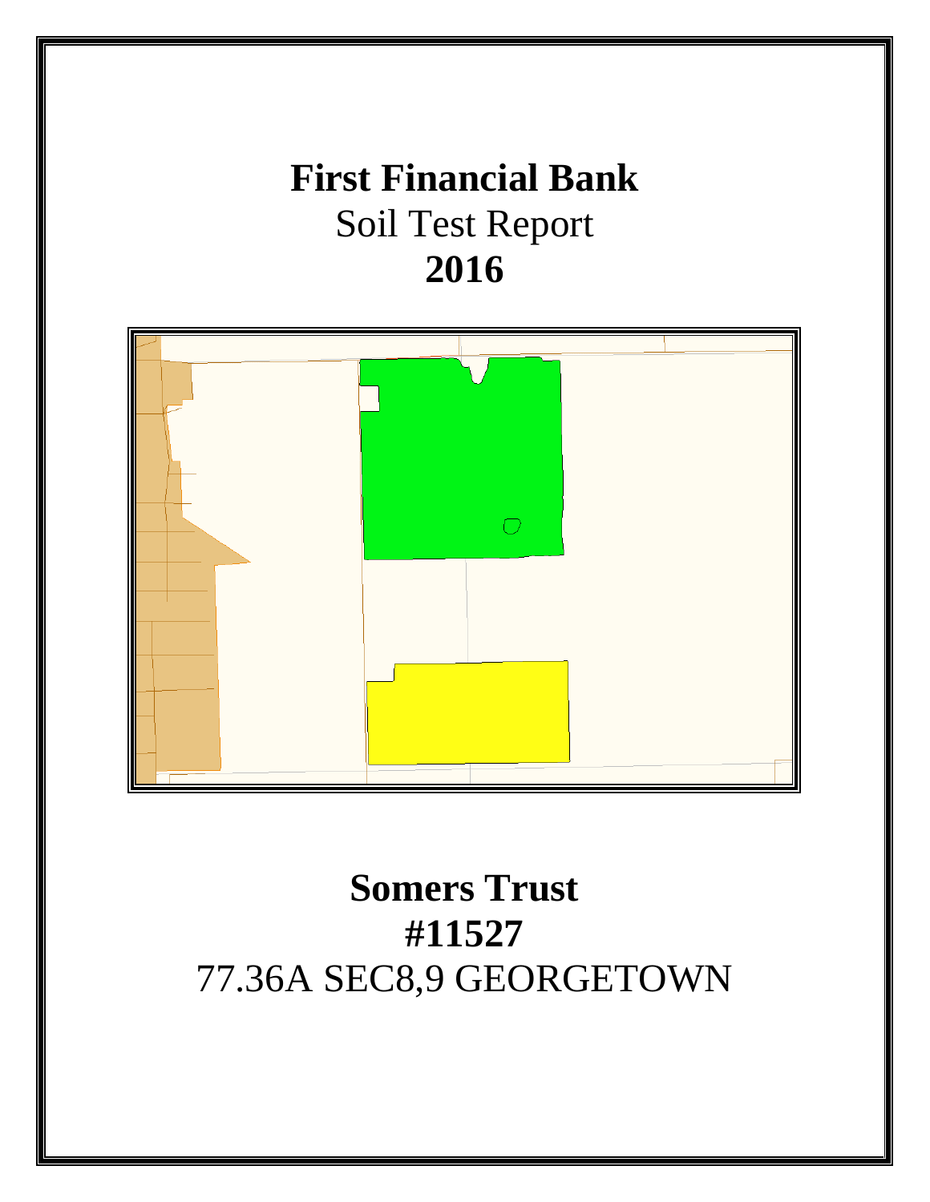# First Financial Bank

Soil Test Report

**2016**

## Somers Trust

**#11527**

77.36A SEC8,9 GEORGETOWN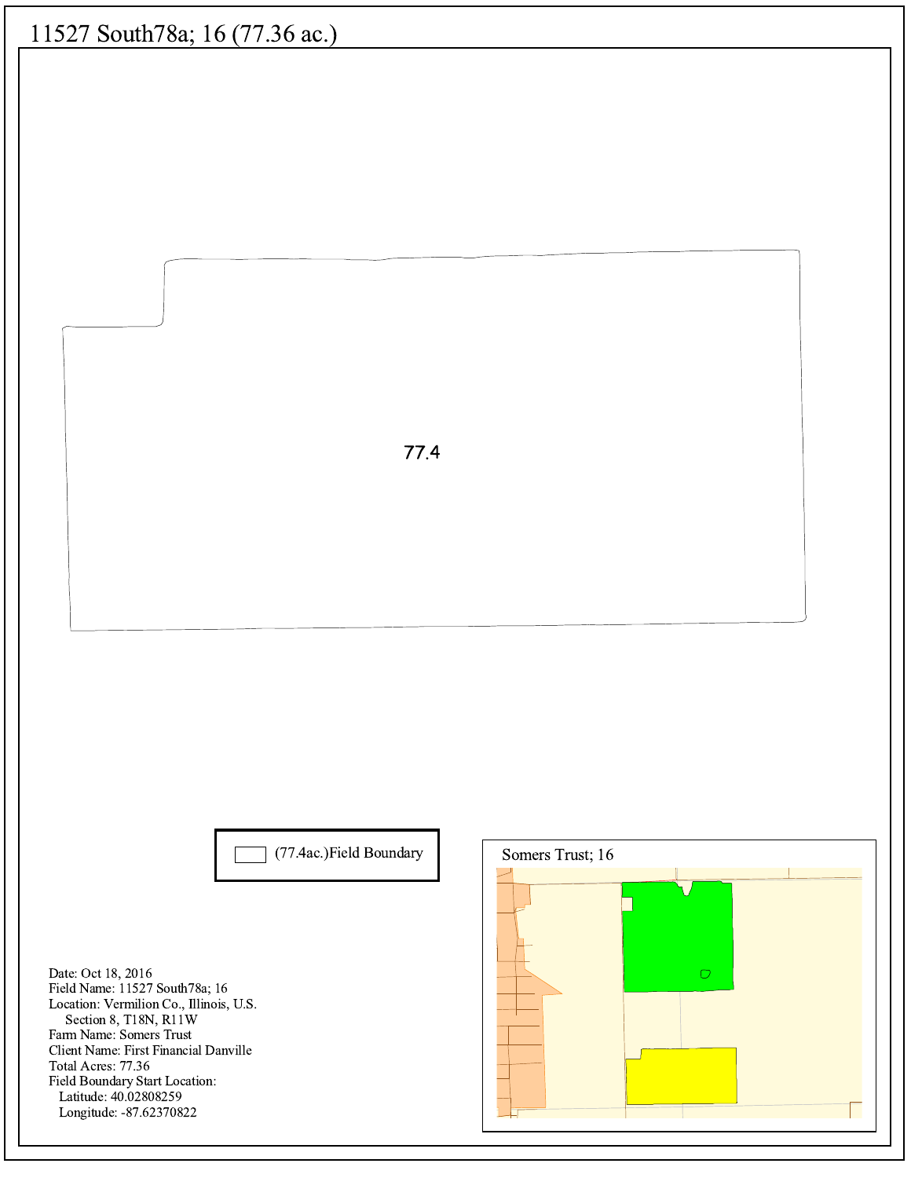# 11527 South78a; 16 (77.36 ac.)

77.4

(77.4ac.)Field Boundary

Somers Trust; 16

Date: Oct 18, 2016
Field Name: 11527 South78a; 16
Location: Vermilion Co., Illinois, U.S.
Section 8, T18N, R11W
Farm Name: Somers Trust
Client Name: First Financial Danville
Total Acres: 77.36
Field Boundary Start Location:
Latitude: 40.02808259
Longitude: -87.62370822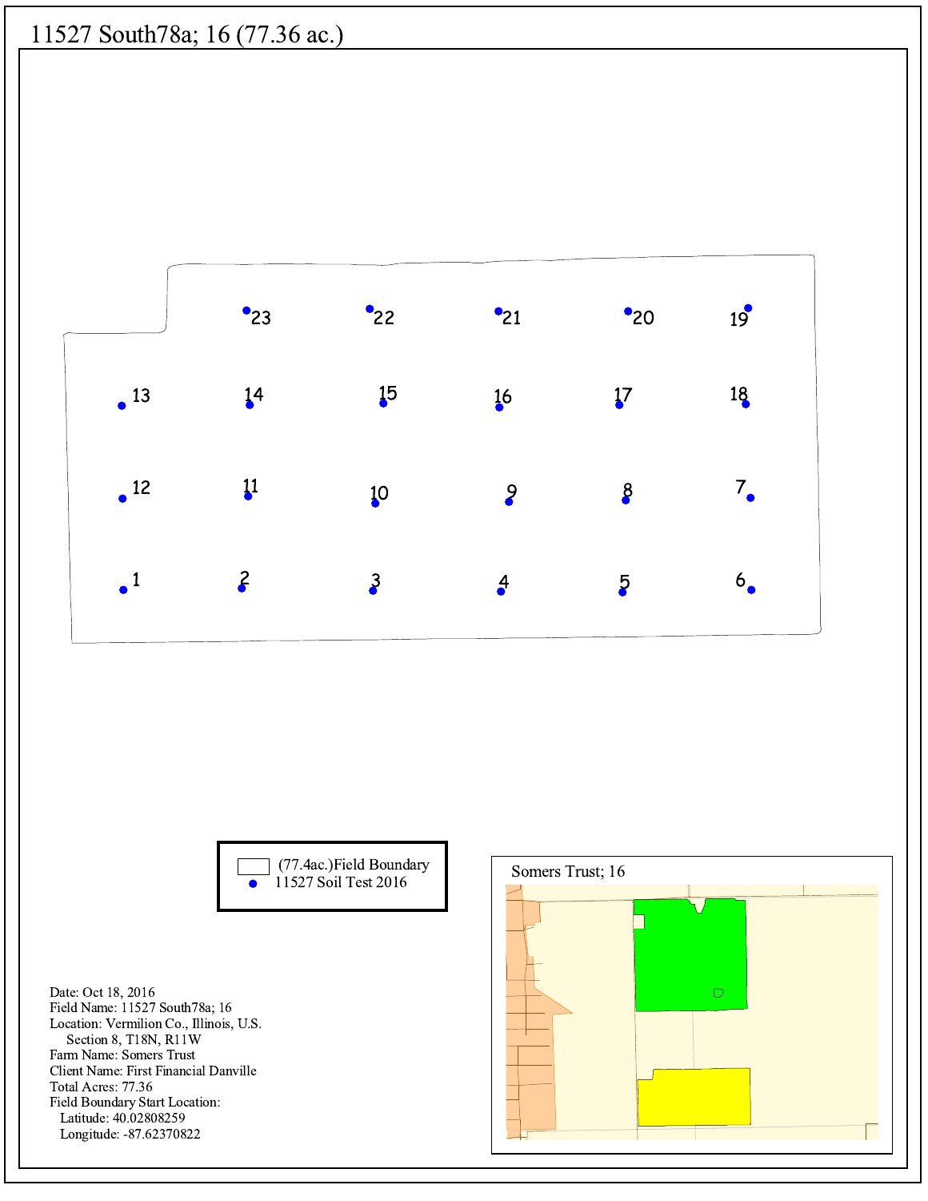# 11527 South78a; 16 (77.36 ac.)

23 22 21 20 19

13 14 15 16 17 18

12 11 10 9 8 7

1 2 3 4 5 6

(77.4ac.)Field Boundary
11527 Soil Test 2016

Somers Trust; 16

Date: Oct 18, 2016
Field Name: 11527 South78a; 16
Location: Vermilion Co., Illinois, U.S.
Section 8, T18N, R11W
Farm Name: Somers Trust
Client Name: First Financial Danville
Total Acres: 77.36
Field Boundary Start Location:
Latitude: 40.02808259
Longitude: -87.62370822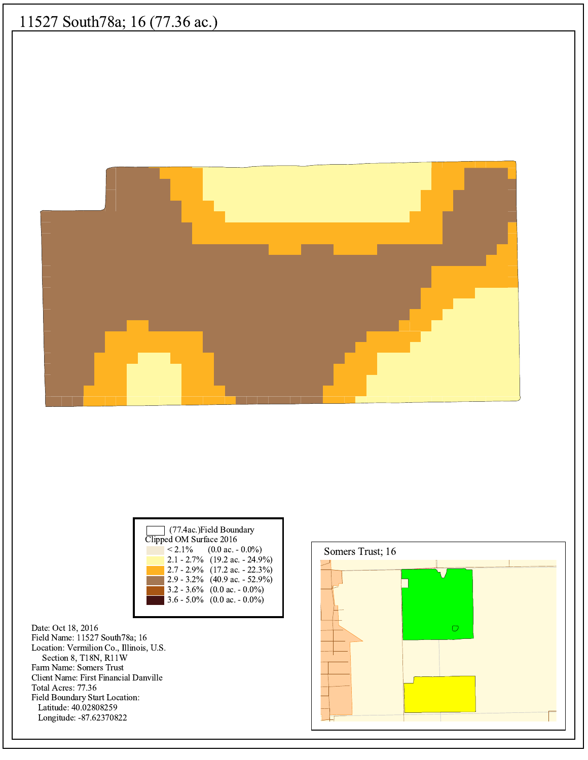# 11527 South78a; 16 (77.36 ac.)

| | | |
|---|---|---|
| | (77.4ac.)Field Boundary | |
| Clipped OM Surface 2016 | | |
| | < 2.1% | (0.0 ac. - 0.0%) |
| | 2.1 - 2.7% | (19.2 ac. - 24.9%) |
| | 2.7 - 2.9% | (17.2 ac. - 22.3%) |
| | 2.9 - 3.2% | (40.9 ac. - 52.9%) |
| | 3.2 - 3.6% | (0.0 ac. - 0.0%) |
| | 3.6 - 5.0% | (0.0 ac. - 0.0%) |

Date: Oct 18, 2016
Field Name: 11527 South78a; 16
Location: Vermilion Co., Illinois, U.S.
Section 8, T18N, R11W
Farm Name: Somers Trust
Client Name: First Financial Danville
Total Acres: 77.36
Field Boundary Start Location:
Latitude: 40.02808259
Longitude: -87.62370822

Somers Trust; 16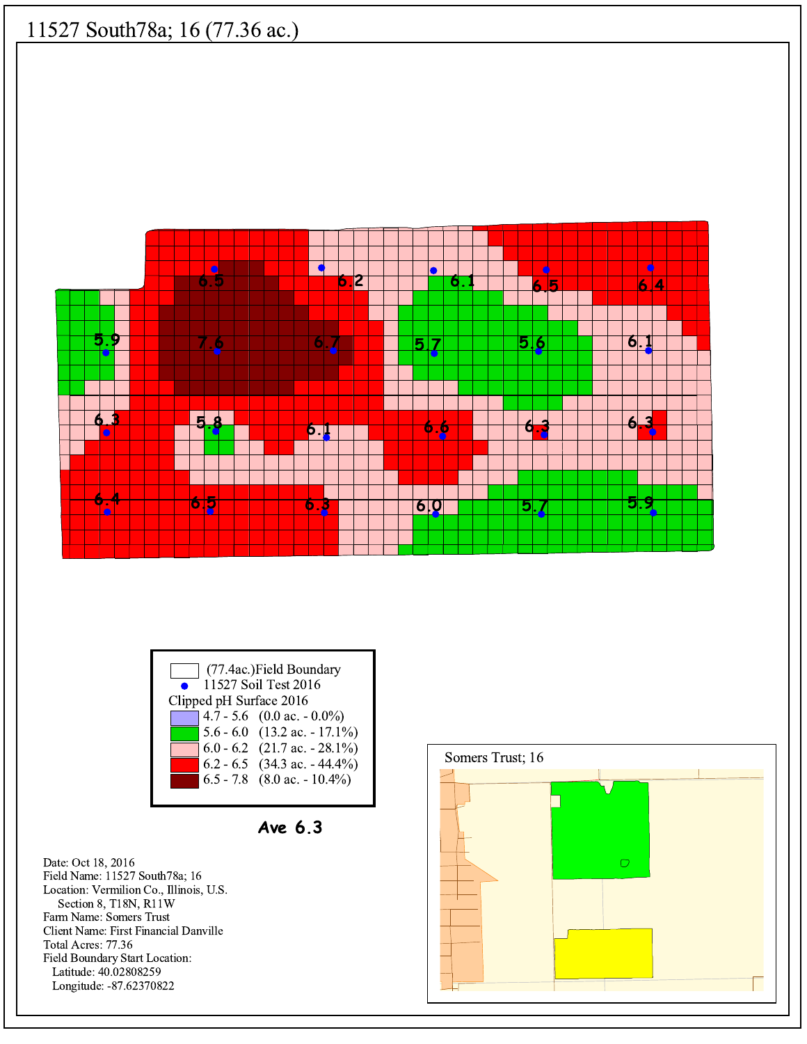# 11527 South78a; 16 (77.36 ac.)

6.5 6.2 6.1 6.5 6.4

5.9 7.6 6.7 5.7 5.6 6.1

6.3 5.8 6.1 6.6 6.3 6.3

6.4 6.5 6.3 6.0 5.7 5.9

| | |
|---|---|
| | (77.4ac.)Field Boundary |
| | 11527 Soil Test 2016 |
| Clipped pH Surface 2016 | |
| 4.7 - 5.6 | (0.0 ac. - 0.0%) |
| 5.6 - 6.0 | (13.2 ac. - 17.1%) |
| 6.0 - 6.2 | (21.7 ac. - 28.1%) |
| 6.2 - 6.5 | (34.3 ac. - 44.4%) |
| 6.5 - 7.8 | (8.0 ac. - 10.4%) |

**Ave 6.3**

Date: Oct 18, 2016
Field Name: 11527 South78a; 16
Location: Vermilion Co., Illinois, U.S.
Section 8, T18N, R11W
Farm Name: Somers Trust
Client Name: First Financial Danville
Total Acres: 77.36
Field Boundary Start Location:
Latitude: 40.02808259
Longitude: -87.62370822

Somers Trust; 16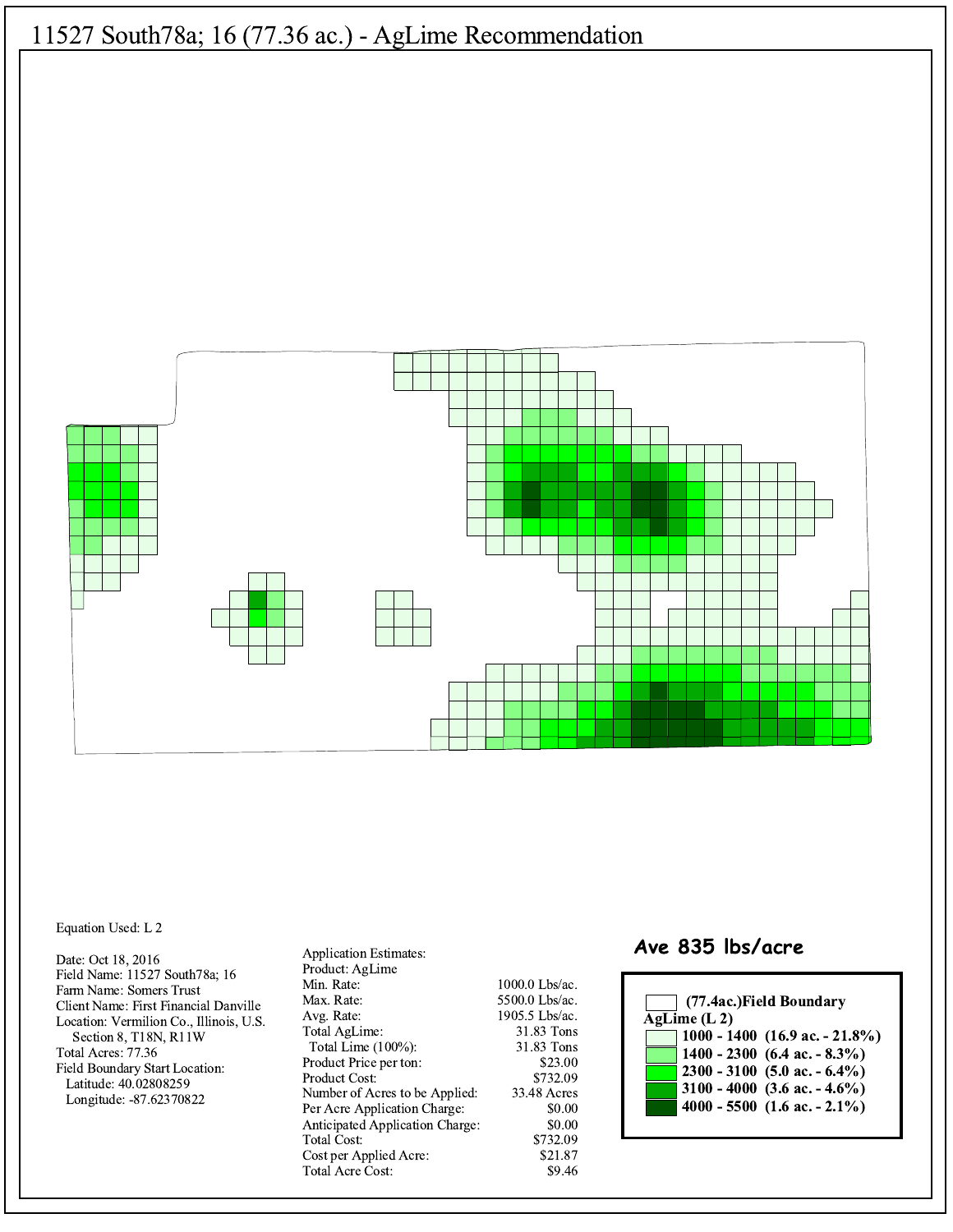# 11527 South78a; 16 (77.36 ac.) - AgLime Recommendation

Equation Used: L 2

Date: Oct 18, 2016
Field Name: 11527 South78a; 16
Farm Name: Somers Trust
Client Name: First Financial Danville
Location: Vermilion Co., Illinois, U.S.
Section 8, T18N, R11W
Total Acres: 77.36
Field Boundary Start Location:
Latitude: 40.02808259
Longitude: -87.62370822

Application Estimates:

| | |
|---|---|
| Product: AgLime | |
| Min. Rate: | 1000.0 Lbs/ac. |
| Max. Rate: | 5500.0 Lbs/ac. |
| Avg. Rate: | 1905.5 Lbs/ac. |
| Total AgLime: | 31.83 Tons |
| Total Lime (100%): | 31.83 Tons |
| Product Price per ton: | $23.00 |
| Product Cost: | $732.09 |
| Number of Acres to be Applied: | 33.48 Acres |
| Per Acre Application Charge: | $0.00 |
| Anticipated Application Charge: | $0.00 |
| Total Cost: | $732.09 |
| Cost per Applied Acre: | $21.87 |
| Total Acre Cost: | $9.46 |

**Ave 835 lbs/acre**

**(77.4ac.)Field Boundary**

**AgLime (L 2)**

- **1000 - 1400 (16.9 ac. - 21.8%)**
- **1400 - 2300 (6.4 ac. - 8.3%)**
- **2300 - 3100 (5.0 ac. - 6.4%)**
- **3100 - 4000 (3.6 ac. - 4.6%)**
- **4000 - 5500 (1.6 ac. - 2.1%)**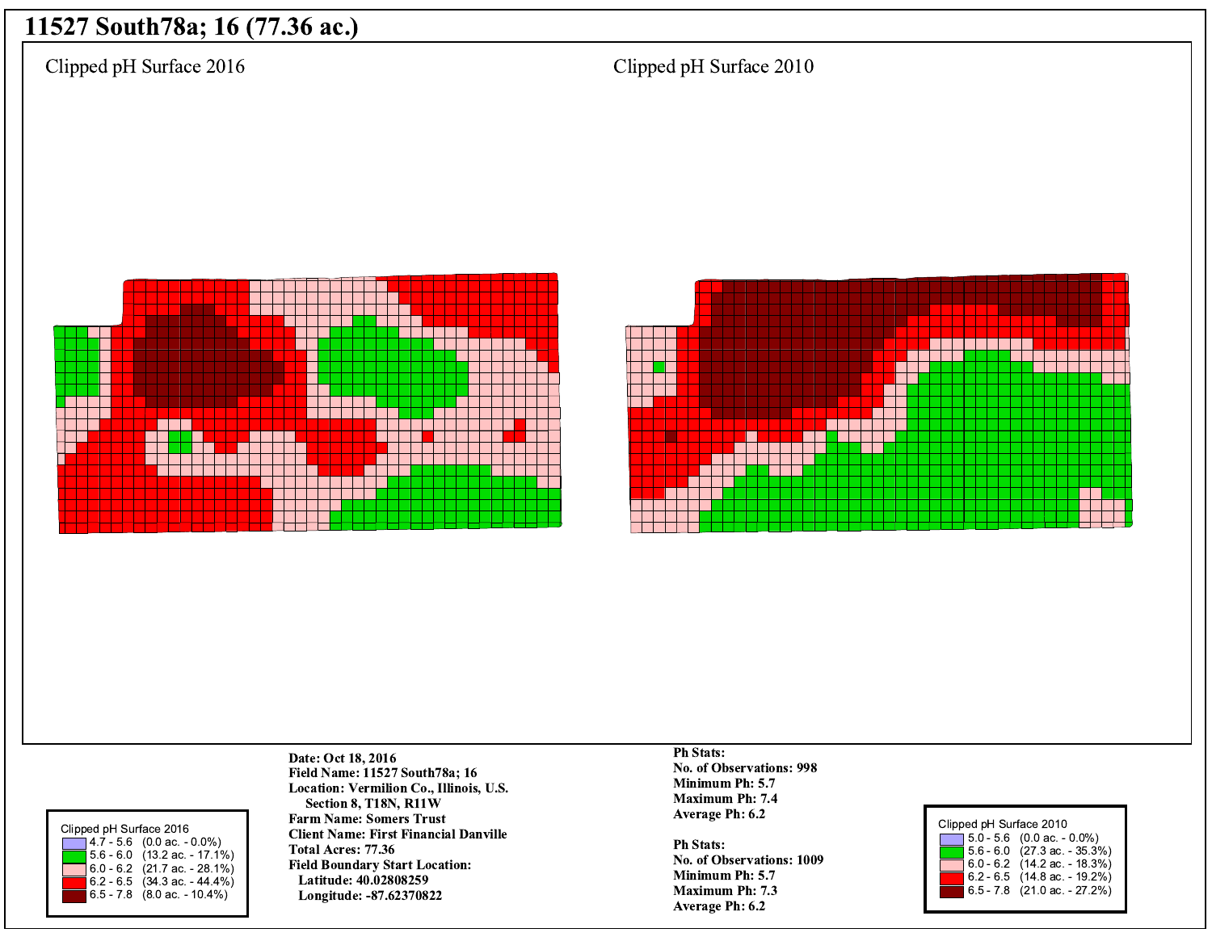# 11527 South78a; 16 (77.36 ac.)

Clipped pH Surface 2016

Clipped pH Surface 2010

**Clipped pH Surface 2016**

| Range | Area |
|---|---|
| 4.7 - 5.6 | (0.0 ac. - 0.0%) |
| 5.6 - 6.0 | (13.2 ac. - 17.1%) |
| 6.0 - 6.2 | (21.7 ac. - 28.1%) |
| 6.2 - 6.5 | (34.3 ac. - 44.4%) |
| 6.5 - 7.8 | (8.0 ac. - 10.4%) |

**Date: Oct 18, 2016**
**Field Name: 11527 South78a; 16**
**Location: Vermilion Co., Illinois, U.S.**
**Section 8, T18N, R11W**
**Farm Name: Somers Trust**
**Client Name: First Financial Danville**
**Total Acres: 77.36**
**Field Boundary Start Location:**
**Latitude: 40.02808259**
**Longitude: -87.62370822**

**Ph Stats:**
**No. of Observations: 998**
**Minimum Ph: 5.7**
**Maximum Ph: 7.4**
**Average Ph: 6.2**

**Ph Stats:**
**No. of Observations: 1009**
**Minimum Ph: 5.7**
**Maximum Ph: 7.3**
**Average Ph: 6.2**

**Clipped pH Surface 2010**

| Range | Area |
|---|---|
| 5.0 - 5.6 | (0.0 ac. - 0.0%) |
| 5.6 - 6.0 | (27.3 ac. - 35.3%) |
| 6.0 - 6.2 | (14.2 ac. - 18.3%) |
| 6.2 - 6.5 | (14.8 ac. - 19.2%) |
| 6.5 - 7.8 | (21.0 ac. - 27.2%) |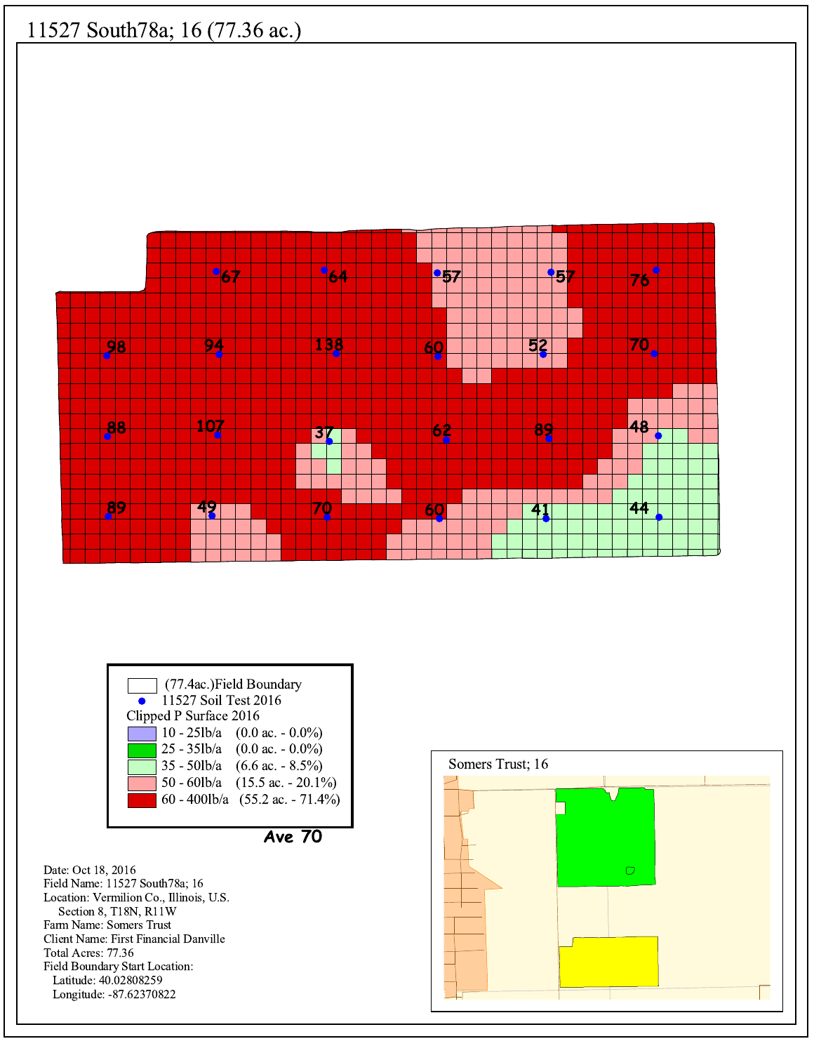# 11527 South78a; 16 (77.36 ac.)

67 64 57 57 76

98 94 138 60 52 70

88 107 37 62 89 48

89 49 70 60 41 44

| Legend | |
|---|---|
| (77.4ac.)Field Boundary | |
| 11527 Soil Test 2016 | |
| Clipped P Surface 2016 | |
| 10 - 25lb/a | (0.0 ac. - 0.0%) |
| 25 - 35lb/a | (0.0 ac. - 0.0%) |
| 35 - 50lb/a | (6.6 ac. - 8.5%) |
| 50 - 60lb/a | (15.5 ac. - 20.1%) |
| 60 - 400lb/a | (55.2 ac. - 71.4%) |

**Ave 70**

Date: Oct 18, 2016
Field Name: 11527 South78a; 16
Location: Vermilion Co., Illinois, U.S.
Section 8, T18N, R11W
Farm Name: Somers Trust
Client Name: First Financial Danville
Total Acres: 77.36
Field Boundary Start Location:
Latitude: 40.02808259
Longitude: -87.62370822

Somers Trust; 16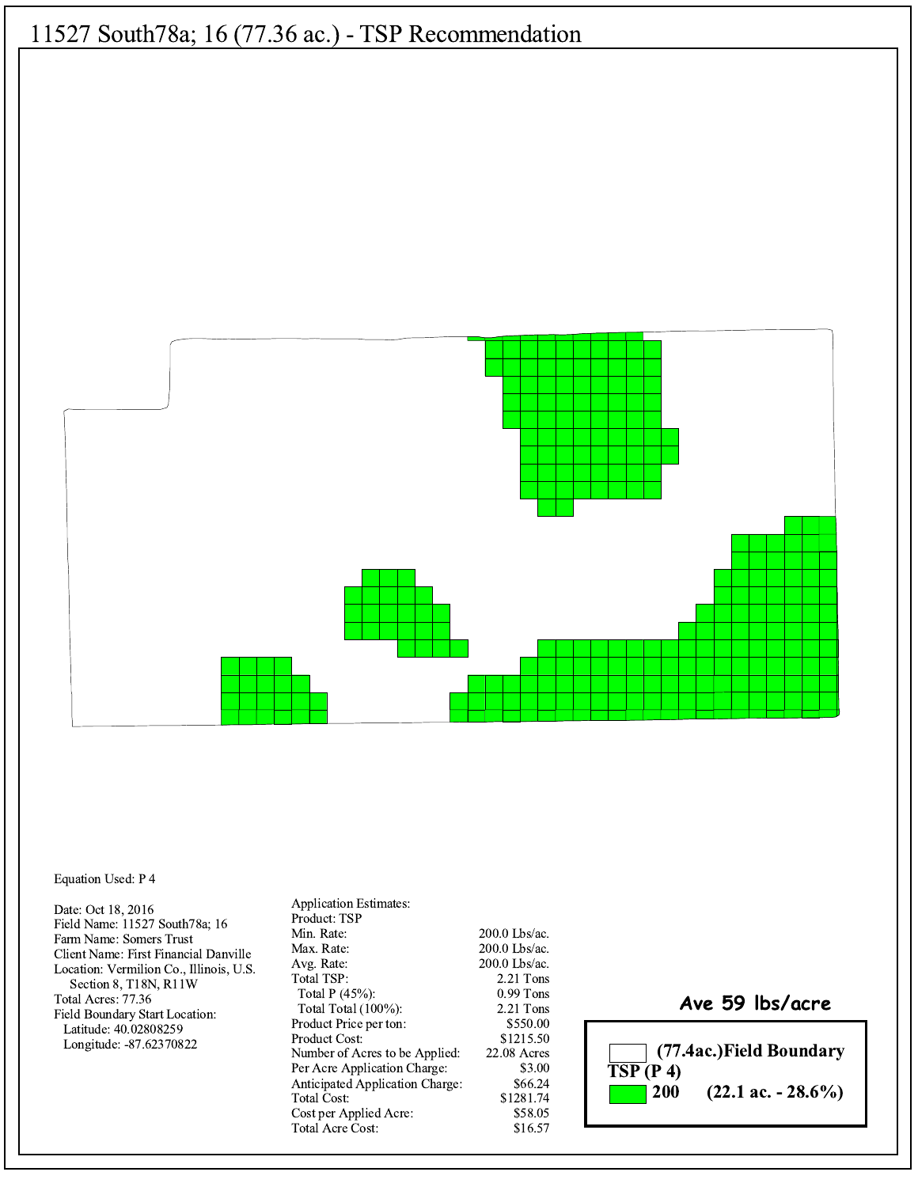# 11527 South78a; 16 (77.36 ac.) - TSP Recommendation

Equation Used: P 4

Date: Oct 18, 2016
Field Name: 11527 South78a; 16
Farm Name: Somers Trust
Client Name: First Financial Danville
Location: Vermilion Co., Illinois, U.S.
Section 8, T18N, R11W
Total Acres: 77.36
Field Boundary Start Location:
Latitude: 40.02808259
Longitude: -87.62370822

Application Estimates:

| | |
|---|---|
| Product: TSP | |
| Min. Rate: | 200.0 Lbs/ac. |
| Max. Rate: | 200.0 Lbs/ac. |
| Avg. Rate: | 200.0 Lbs/ac. |
| Total TSP: | 2.21 Tons |
| Total P (45%): | 0.99 Tons |
| Total Total (100%): | 2.21 Tons |
| Product Price per ton: | $550.00 |
| Product Cost: | $1215.50 |
| Number of Acres to be Applied: | 22.08 Acres |
| Per Acre Application Charge: | $3.00 |
| Anticipated Application Charge: | $66.24 |
| Total Cost: | $1281.74 |
| Cost per Applied Acre: | $58.05 |
| Total Acre Cost: | $16.57 |

**Ave 59 lbs/acre**

**(77.4ac.)Field Boundary**
**TSP (P 4)**
**200 (22.1 ac. - 28.6%)**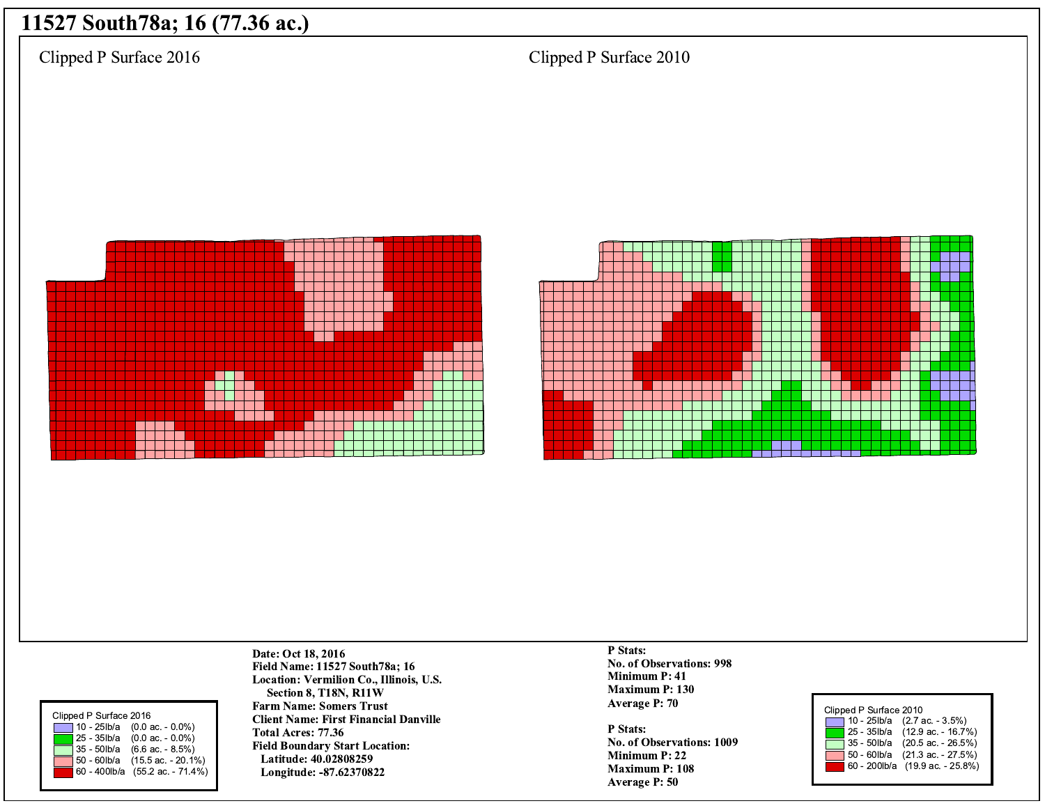# 11527 South78a; 16 (77.36 ac.)

Clipped P Surface 2016

Clipped P Surface 2010

| Clipped P Surface 2016 | |
|---|---|
| 10 - 25lb/a | (0.0 ac. - 0.0%) |
| 25 - 35lb/a | (0.0 ac. - 0.0%) |
| 35 - 50lb/a | (6.6 ac. - 8.5%) |
| 50 - 60lb/a | (15.5 ac. - 20.1%) |
| 60 - 400lb/a | (55.2 ac. - 71.4%) |

**Date: Oct 18, 2016**
**Field Name: 11527 South78a; 16**
**Location: Vermilion Co., Illinois, U.S.**
**Section 8, T18N, R11W**
**Farm Name: Somers Trust**
**Client Name: First Financial Danville**
**Total Acres: 77.36**
**Field Boundary Start Location:**
**Latitude: 40.02808259**
**Longitude: -87.62370822**

**P Stats:**
**No. of Observations: 998**
**Minimum P: 41**
**Maximum P: 130**
**Average P: 70**

**P Stats:**
**No. of Observations: 1009**
**Minimum P: 22**
**Maximum P: 108**
**Average P: 50**

| Clipped P Surface 2010 | |
|---|---|
| 10 - 25lb/a | (2.7 ac. - 3.5%) |
| 25 - 35lb/a | (12.9 ac. - 16.7%) |
| 35 - 50lb/a | (20.5 ac. - 26.5%) |
| 50 - 60lb/a | (21.3 ac. - 27.5%) |
| 60 - 200lb/a | (19.9 ac. - 25.8%) |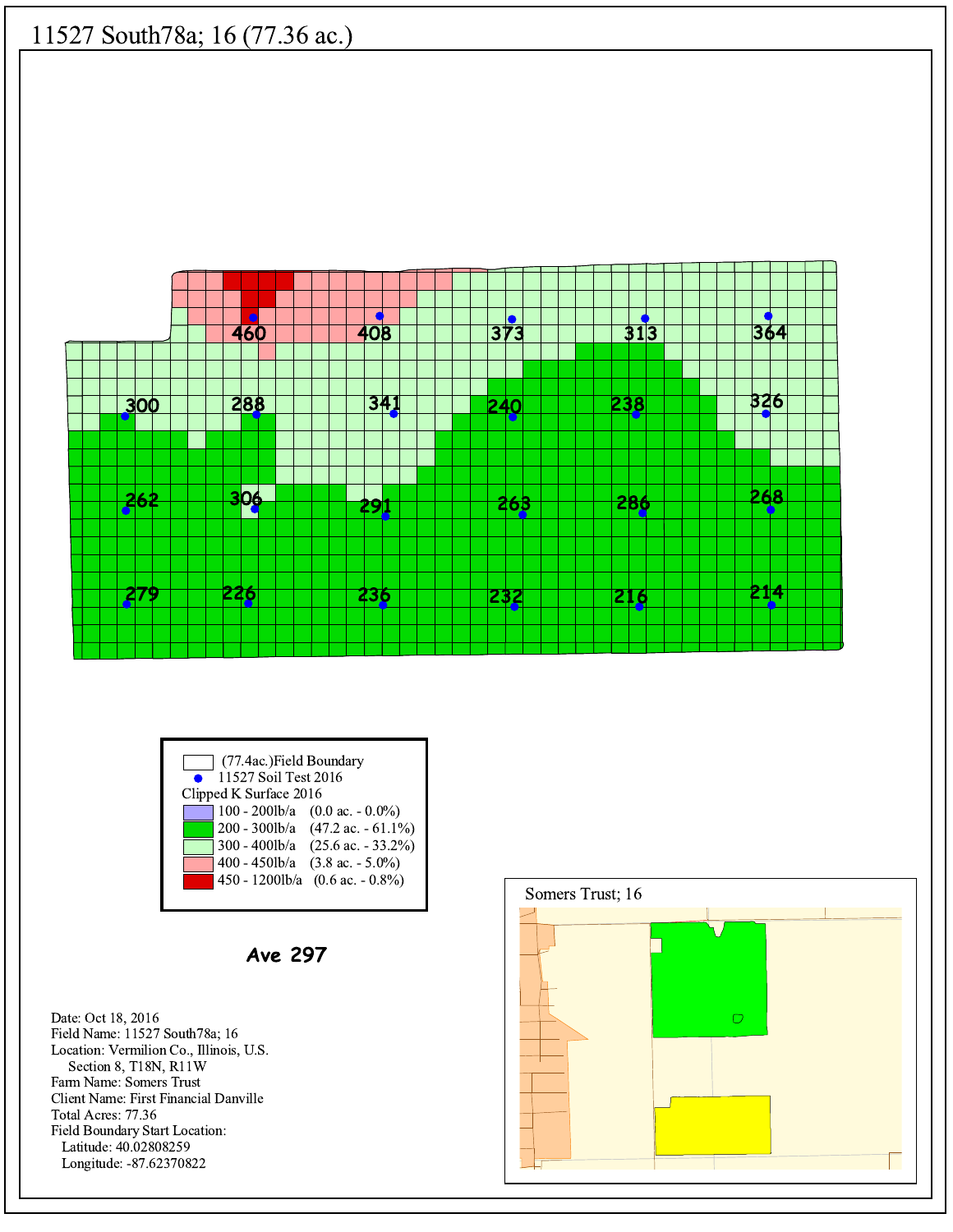# 11527 South78a; 16 (77.36 ac.)

460 408 373 313 364

300 288 341 240 238 326

262 306 291 263 286 268

279 226 236 232 216 214

| | |
|---|---|
| | (77.4ac.)Field Boundary |
| | 11527 Soil Test 2016 |
| Clipped K Surface 2016 | |
| | 100 - 200lb/a (0.0 ac. - 0.0%) |
| | 200 - 300lb/a (47.2 ac. - 61.1%) |
| | 300 - 400lb/a (25.6 ac. - 33.2%) |
| | 400 - 450lb/a (3.8 ac. - 5.0%) |
| | 450 - 1200lb/a (0.6 ac. - 0.8%) |

**Ave 297**

Date: Oct 18, 2016
Field Name: 11527 South78a; 16
Location: Vermilion Co., Illinois, U.S.
Section 8, T18N, R11W
Farm Name: Somers Trust
Client Name: First Financial Danville
Total Acres: 77.36
Field Boundary Start Location:
Latitude: 40.02808259
Longitude: -87.62370822

Somers Trust; 16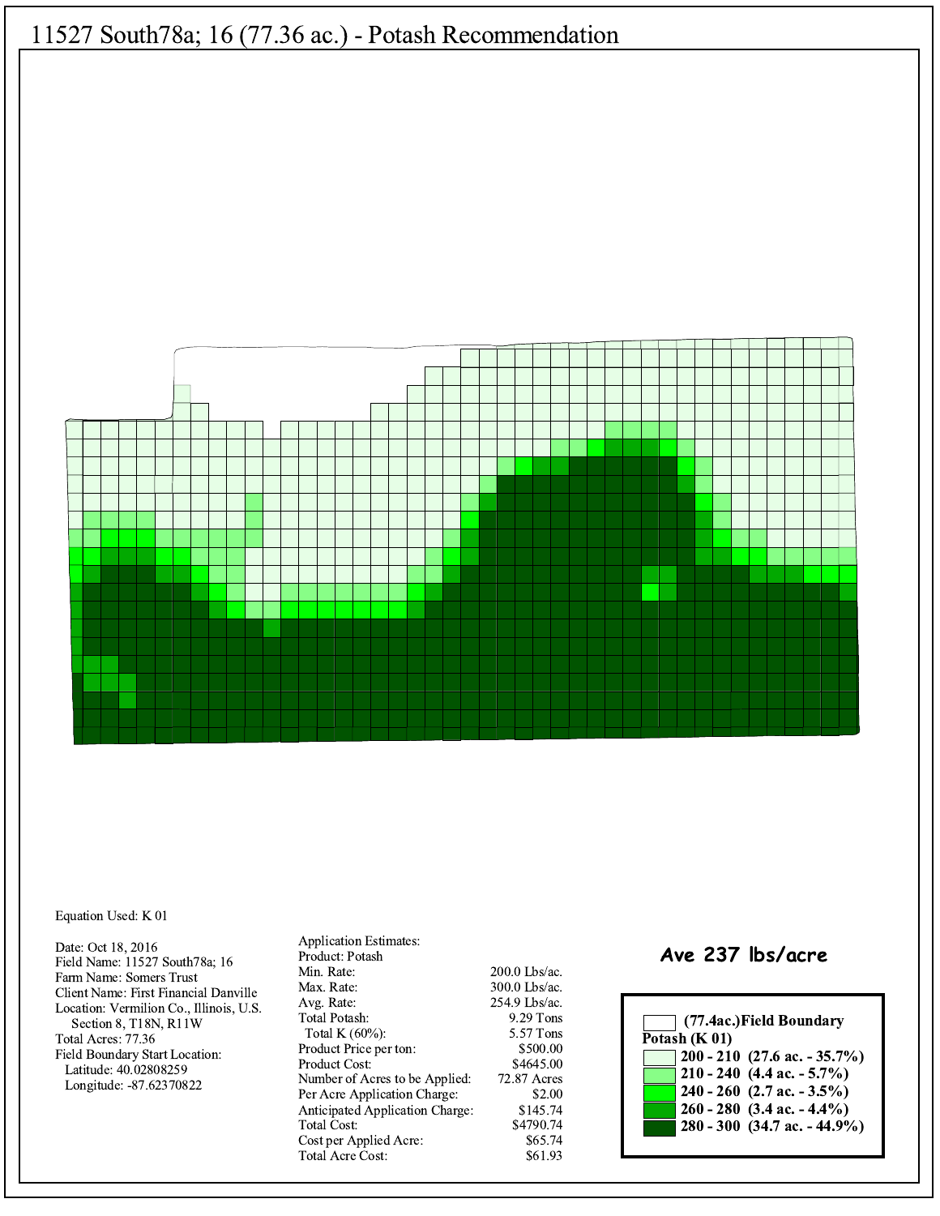# 11527 South78a; 16 (77.36 ac.) - Potash Recommendation

Equation Used: K 01

Date: Oct 18, 2016
Field Name: 11527 South78a; 16
Farm Name: Somers Trust
Client Name: First Financial Danville
Location: Vermilion Co., Illinois, U.S.
Section 8, T18N, R11W
Total Acres: 77.36
Field Boundary Start Location:
Latitude: 40.02808259
Longitude: -87.62370822

| Application Estimates: | |
|---|---|
| Product: Potash | |
| Min. Rate: | 200.0 Lbs/ac. |
| Max. Rate: | 300.0 Lbs/ac. |
| Avg. Rate: | 254.9 Lbs/ac. |
| Total Potash: | 9.29 Tons |
| Total K (60%): | 5.57 Tons |
| Product Price per ton: | $500.00 |
| Product Cost: | $4645.00 |
| Number of Acres to be Applied: | 72.87 Acres |
| Per Acre Application Charge: | $2.00 |
| Anticipated Application Charge: | $145.74 |
| Total Cost: | $4790.74 |
| Cost per Applied Acre: | $65.74 |
| Total Acre Cost: | $61.93 |

**Ave 237 lbs/acre**

**(77.4ac.)Field Boundary**

**Potash (K 01)**

- **200 - 210 (27.6 ac. - 35.7%)**
- **210 - 240 (4.4 ac. - 5.7%)**
- **240 - 260 (2.7 ac. - 3.5%)**
- **260 - 280 (3.4 ac. - 4.4%)**
- **280 - 300 (34.7 ac. - 44.9%)**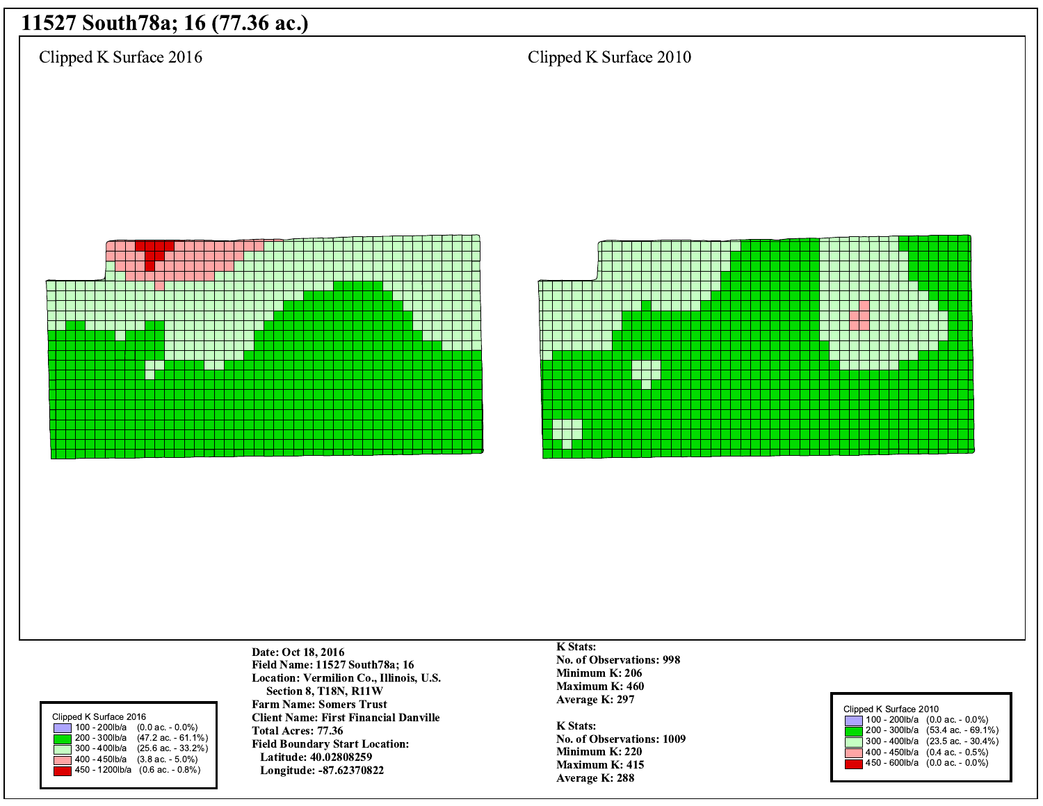# 11527 South78a; 16 (77.36 ac.)

Clipped K Surface 2016

Clipped K Surface 2010

**Date: Oct 18, 2016**
**Field Name: 11527 South78a; 16**
**Location: Vermilion Co., Illinois, U.S.**
**Section 8, T18N, R11W**
**Farm Name: Somers Trust**
**Client Name: First Financial Danville**
**Total Acres: 77.36**
**Field Boundary Start Location:**
**Latitude: 40.02808259**
**Longitude: -87.62370822**

**K Stats:**
**No. of Observations: 998**
**Minimum K: 206**
**Maximum K: 460**
**Average K: 297**

**K Stats:**
**No. of Observations: 1009**
**Minimum K: 220**
**Maximum K: 415**
**Average K: 288**

Clipped K Surface 2016
100 - 200lb/a (0.0 ac. - 0.0%)
200 - 300lb/a (47.2 ac. - 61.1%)
300 - 400lb/a (25.6 ac. - 33.2%)
400 - 450lb/a (3.8 ac. - 5.0%)
450 - 1200lb/a (0.6 ac. - 0.8%)

Clipped K Surface 2010
100 - 200lb/a (0.0 ac. - 0.0%)
200 - 300lb/a (53.4 ac. - 69.1%)
300 - 400lb/a (23.5 ac. - 30.4%)
400 - 450lb/a (0.4 ac. - 0.5%)
450 - 600lb/a (0.0 ac. - 0.0%)